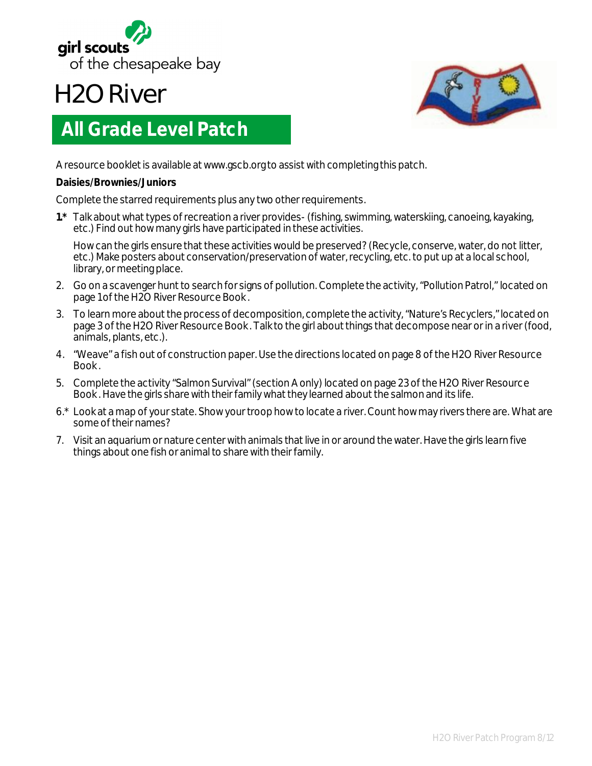girl scouts of the chesapeake bay

# H2O River

## All Grade Level Patch

A resource booklet is available at www.gscb.org to assist with completing this patch.

**Daisies/Brownies/Juniors**

Complete the starred requirements plus any two other requirements.

**1.*** Talk about what types of recreation a river provides- (fishing, swimming, waterskiing, canoeing, kayaking, etc.) Find out how many girls have participated in these activities.

   How can the girls ensure that these activities would be preserved? (Recycle, conserve, water, do not litter, etc.) Make posters about conservation/preservation of water, recycling, etc. to put up at a local school, library, or meeting place.

2. Go on a scavenger hunt to search for signs of pollution. Complete the activity, "Pollution Patrol," located on page 1 of the H2O River Resource Book.
3. To learn more about the process of decomposition, complete the activity, "Nature's Recyclers," located on page 3 of the H2O River Resource Book. Talk to the girl about things that decompose near or in a river (food, animals, plants, etc.).
4. "Weave" a fish out of construction paper. Use the directions located on page 8 of the H2O River Resource Book.
5. Complete the activity "Salmon Survival" (section A only) located on page 23 of the H2O River Resource Book. Have the girls share with their family what they learned about the salmon and its life.

6.* Look at a map of your state. Show your troop how to locate a river. Count how may rivers there are. What are some of their names?

7. Visit an aquarium or nature center with animals that live in or around the water. Have the girls learn five things about one fish or animal to share with their family.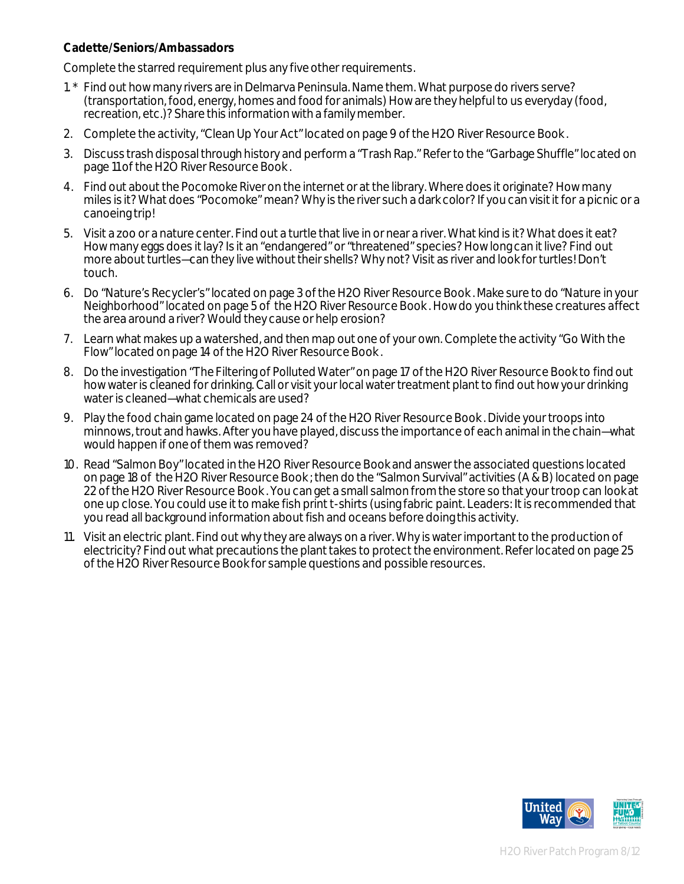**Cadette/Seniors/Ambassadors**

Complete the starred requirement plus any five other requirements.

1. * Find out how many rivers are in Delmarva Peninsula. Name them. What purpose do rivers serve? (transportation, food, energy, homes and food for animals) How are they helpful to us everyday (food, recreation, etc.)? Share this information with a family member.
2. Complete the activity, "Clean Up Your Act" located on page 9 of the H2O River Resource Book.
3. Discuss trash disposal through history and perform a "Trash Rap." Refer to the "Garbage Shuffle" located on page 11 of the H2O River Resource Book.
4. Find out about the Pocomoke River on the internet or at the library. Where does it originate? How many miles is it? What does "Pocomoke" mean? Why is the river such a dark color? If you can visit it for a picnic or a canoeing trip!
5. Visit a zoo or a nature center. Find out a turtle that live in or near a river. What kind is it? What does it eat? How many eggs does it lay? Is it an "endangered" or "threatened" species? How long can it live? Find out more about turtles—can they live without their shells? Why not? Visit as river and look for turtles! Don't touch.
6. Do "Nature's Recycler's" located on page 3 of the H2O River Resource Book. Make sure to do "Nature in your Neighborhood" located on page 5 of the H2O River Resource Book. How do you think these creatures affect the area around a river? Would they cause or help erosion?
7. Learn what makes up a watershed, and then map out one of your own. Complete the activity "Go With the Flow" located on page 14 of the H2O River Resource Book.
8. Do the investigation "The Filtering of Polluted Water" on page 17 of the H2O River Resource Book to find out how water is cleaned for drinking. Call or visit your local water treatment plant to find out how your drinking water is cleaned—what chemicals are used?
9. Play the food chain game located on page 24 of the H2O River Resource Book. Divide your troops into minnows, trout and hawks. After you have played, discuss the importance of each animal in the chain—what would happen if one of them was removed?
10. Read "Salmon Boy" located in the H2O River Resource Book and answer the associated questions located on page 18 of the H2O River Resource Book; then do the "Salmon Survival" activities (A & B) located on page 22 of the H2O River Resource Book. You can get a small salmon from the store so that your troop can look at one up close. You could use it to make fish print t-shirts (using fabric paint. Leaders: It is recommended that you read all background information about fish and oceans before doing this activity.
11. Visit an electric plant. Find out why they are always on a river. Why is water important to the production of electricity? Find out what precautions the plant takes to protect the environment. Refer located on page 25 of the H2O River Resource Book for sample questions and possible resources.